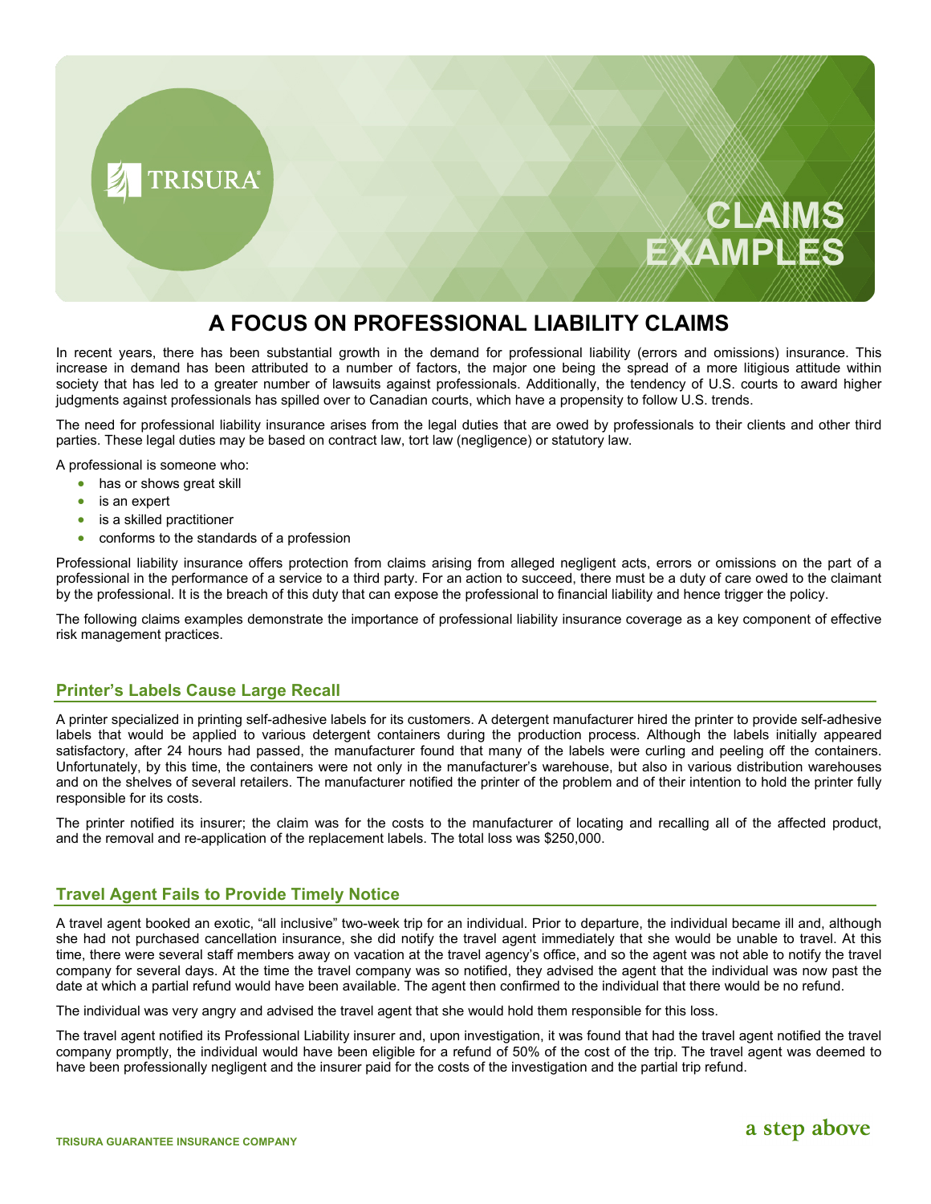# CLAIMS EXAMPLES

## A FOCUS ON PROFESSIONAL LIABILITY CLAIMS

In recent years, there has been substantial growth in the demand for professional liability (errors and omissions) insurance. This increase in demand has been attributed to a number of factors, the major one being the spread of a more litigious attitude within society that has led to a greater number of lawsuits against professionals. Additionally, the tendency of U.S. courts to award higher judgments against professionals has spilled over to Canadian courts, which have a propensity to follow U.S. trends.

The need for professional liability insurance arises from the legal duties that are owed by professionals to their clients and other third parties. These legal duties may be based on contract law, tort law (negligence) or statutory law.

A professional is someone who:

- has or shows great skill
- is an expert
- is a skilled practitioner
- conforms to the standards of a profession

Professional liability insurance offers protection from claims arising from alleged negligent acts, errors or omissions on the part of a professional in the performance of a service to a third party. For an action to succeed, there must be a duty of care owed to the claimant by the professional. It is the breach of this duty that can expose the professional to financial liability and hence trigger the policy.

The following claims examples demonstrate the importance of professional liability insurance coverage as a key component of effective risk management practices.

### Printer's Labels Cause Large Recall

A printer specialized in printing self-adhesive labels for its customers. A detergent manufacturer hired the printer to provide self-adhesive labels that would be applied to various detergent containers during the production process. Although the labels initially appeared satisfactory, after 24 hours had passed, the manufacturer found that many of the labels were curling and peeling off the containers. Unfortunately, by this time, the containers were not only in the manufacturer's warehouse, but also in various distribution warehouses and on the shelves of several retailers. The manufacturer notified the printer of the problem and of their intention to hold the printer fully responsible for its costs.

The printer notified its insurer; the claim was for the costs to the manufacturer of locating and recalling all of the affected product, and the removal and re-application of the replacement labels. The total loss was $250,000.

### Travel Agent Fails to Provide Timely Notice

A travel agent booked an exotic, "all inclusive" two-week trip for an individual. Prior to departure, the individual became ill and, although she had not purchased cancellation insurance, she did notify the travel agent immediately that she would be unable to travel. At this time, there were several staff members away on vacation at the travel agency's office, and so the agent was not able to notify the travel company for several days. At the time the travel company was so notified, they advised the agent that the individual was now past the date at which a partial refund would have been available. The agent then confirmed to the individual that there would be no refund.

The individual was very angry and advised the travel agent that she would hold them responsible for this loss.

The travel agent notified its Professional Liability insurer and, upon investigation, it was found that had the travel agent notified the travel company promptly, the individual would have been eligible for a refund of 50% of the cost of the trip. The travel agent was deemed to have been professionally negligent and the insurer paid for the costs of the investigation and the partial trip refund.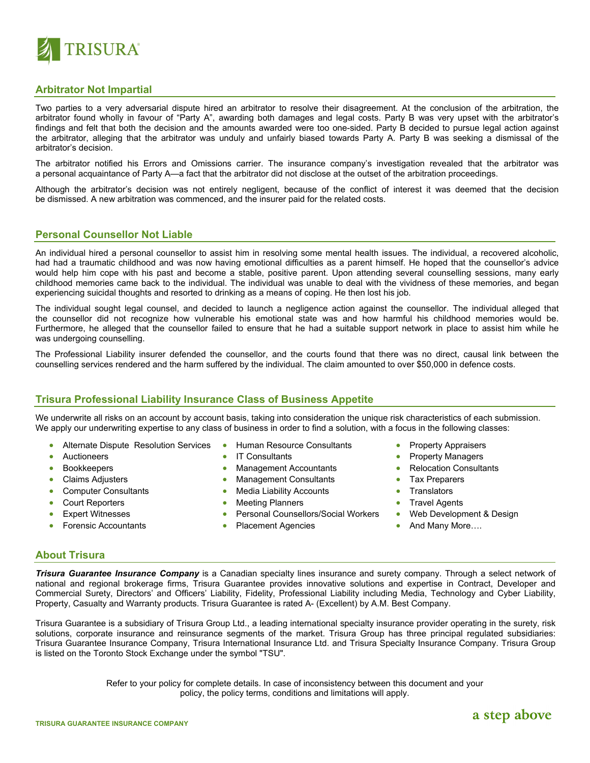## Arbitrator Not Impartial

Two parties to a very adversarial dispute hired an arbitrator to resolve their disagreement. At the conclusion of the arbitration, the arbitrator found wholly in favour of "Party A", awarding both damages and legal costs. Party B was very upset with the arbitrator's findings and felt that both the decision and the amounts awarded were too one-sided. Party B decided to pursue legal action against the arbitrator, alleging that the arbitrator was unduly and unfairly biased towards Party A. Party B was seeking a dismissal of the arbitrator's decision.

The arbitrator notified his Errors and Omissions carrier. The insurance company's investigation revealed that the arbitrator was a personal acquaintance of Party A—a fact that the arbitrator did not disclose at the outset of the arbitration proceedings.

Although the arbitrator's decision was not entirely negligent, because of the conflict of interest it was deemed that the decision be dismissed. A new arbitration was commenced, and the insurer paid for the related costs.

## Personal Counsellor Not Liable

An individual hired a personal counsellor to assist him in resolving some mental health issues. The individual, a recovered alcoholic, had had a traumatic childhood and was now having emotional difficulties as a parent himself. He hoped that the counsellor's advice would help him cope with his past and become a stable, positive parent. Upon attending several counselling sessions, many early childhood memories came back to the individual. The individual was unable to deal with the vividness of these memories, and began experiencing suicidal thoughts and resorted to drinking as a means of coping. He then lost his job.

The individual sought legal counsel, and decided to launch a negligence action against the counsellor. The individual alleged that the counsellor did not recognize how vulnerable his emotional state was and how harmful his childhood memories would be. Furthermore, he alleged that the counsellor failed to ensure that he had a suitable support network in place to assist him while he was undergoing counselling.

The Professional Liability insurer defended the counsellor, and the courts found that there was no direct, causal link between the counselling services rendered and the harm suffered by the individual. The claim amounted to over $50,000 in defence costs.

## Trisura Professional Liability Insurance Class of Business Appetite

We underwrite all risks on an account by account basis, taking into consideration the unique risk characteristics of each submission. We apply our underwriting expertise to any class of business in order to find a solution, with a focus in the following classes:

- Alternate Dispute Resolution Services
- Auctioneers
- Bookkeepers
- Claims Adjusters
- Computer Consultants
- Court Reporters
- Expert Witnesses
- Forensic Accountants
- Human Resource Consultants
- IT Consultants
- Management Accountants
- Management Consultants
- Media Liability Accounts
- Meeting Planners
- Personal Counsellors/Social Workers
- Placement Agencies
- Property Appraisers
- Property Managers
- Relocation Consultants
- Tax Preparers
- Translators
- Travel Agents
- Web Development & Design
- And Many More….

## About Trisura

***Trisura Guarantee Insurance Company*** is a Canadian specialty lines insurance and surety company. Through a select network of national and regional brokerage firms, Trisura Guarantee provides innovative solutions and expertise in Contract, Developer and Commercial Surety, Directors' and Officers' Liability, Fidelity, Professional Liability including Media, Technology and Cyber Liability, Property, Casualty and Warranty products. Trisura Guarantee is rated A- (Excellent) by A.M. Best Company.

Trisura Guarantee is a subsidiary of Trisura Group Ltd., a leading international specialty insurance provider operating in the surety, risk solutions, corporate insurance and reinsurance segments of the market. Trisura Group has three principal regulated subsidiaries: Trisura Guarantee Insurance Company, Trisura International Insurance Ltd. and Trisura Specialty Insurance Company. Trisura Group is listed on the Toronto Stock Exchange under the symbol "TSU".

Refer to your policy for complete details. In case of inconsistency between this document and your policy, the policy terms, conditions and limitations will apply.